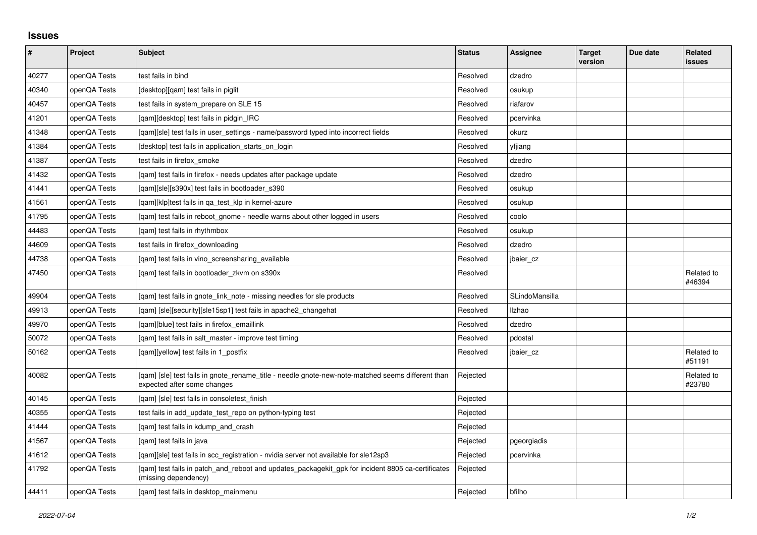## Issues

| # | Project | Subject | Status | Assignee | Target version | Due date | Related issues |
|---|---|---|---|---|---|---|---|
| 40277 | openQA Tests | test fails in bind | Resolved | dzedro | | | |
| 40340 | openQA Tests | [desktop][qam] test fails in piglit | Resolved | osukup | | | |
| 40457 | openQA Tests | test fails in system_prepare on SLE 15 | Resolved | riafarov | | | |
| 41201 | openQA Tests | [qam][desktop] test fails in pidgin_IRC | Resolved | pcervinka | | | |
| 41348 | openQA Tests | [qam][sle] test fails in user_settings - name/password typed into incorrect fields | Resolved | okurz | | | |
| 41384 | openQA Tests | [desktop] test fails in application_starts_on_login | Resolved | yfjiang | | | |
| 41387 | openQA Tests | test fails in firefox_smoke | Resolved | dzedro | | | |
| 41432 | openQA Tests | [qam] test fails in firefox - needs updates after package update | Resolved | dzedro | | | |
| 41441 | openQA Tests | [qam][sle][s390x] test fails in bootloader_s390 | Resolved | osukup | | | |
| 41561 | openQA Tests | [qam][klp]test fails in qa_test_klp in kernel-azure | Resolved | osukup | | | |
| 41795 | openQA Tests | [qam] test fails in reboot_gnome - needle warns about other logged in users | Resolved | coolo | | | |
| 44483 | openQA Tests | [qam] test fails in rhythmbox | Resolved | osukup | | | |
| 44609 | openQA Tests | test fails in firefox_downloading | Resolved | dzedro | | | |
| 44738 | openQA Tests | [qam] test fails in vino_screensharing_available | Resolved | jbaier_cz | | | |
| 47450 | openQA Tests | [qam] test fails in bootloader_zkvm on s390x | Resolved | | | | Related to #46394 |
| 49904 | openQA Tests | [qam] test fails in gnote_link_note - missing needles for sle products | Resolved | SLindoMansilla | | | |
| 49913 | openQA Tests | [qam] [sle][security][sle15sp1] test fails in apache2_changehat | Resolved | llzhao | | | |
| 49970 | openQA Tests | [qam][blue] test fails in firefox_emaillink | Resolved | dzedro | | | |
| 50072 | openQA Tests | [qam] test fails in salt_master - improve test timing | Resolved | pdostal | | | |
| 50162 | openQA Tests | [qam][yellow] test fails in 1_postfix | Resolved | jbaier_cz | | | Related to #51191 |
| 40082 | openQA Tests | [qam] [sle] test fails in gnote_rename_title - needle gnote-new-note-matched seems different than expected after some changes | Rejected | | | | Related to #23780 |
| 40145 | openQA Tests | [qam] [sle] test fails in consoletest_finish | Rejected | | | | |
| 40355 | openQA Tests | test fails in add_update_test_repo on python-typing test | Rejected | | | | |
| 41444 | openQA Tests | [qam] test fails in kdump_and_crash | Rejected | | | | |
| 41567 | openQA Tests | [qam] test fails in java | Rejected | pgeorgiadis | | | |
| 41612 | openQA Tests | [qam][sle] test fails in scc_registration - nvidia server not available for sle12sp3 | Rejected | pcervinka | | | |
| 41792 | openQA Tests | [qam] test fails in patch_and_reboot and updates_packagekit_gpk for incident 8805 ca-certificates (missing dependency) | Rejected | | | | |
| 44411 | openQA Tests | [qam] test fails in desktop_mainmenu | Rejected | bfilho | | | |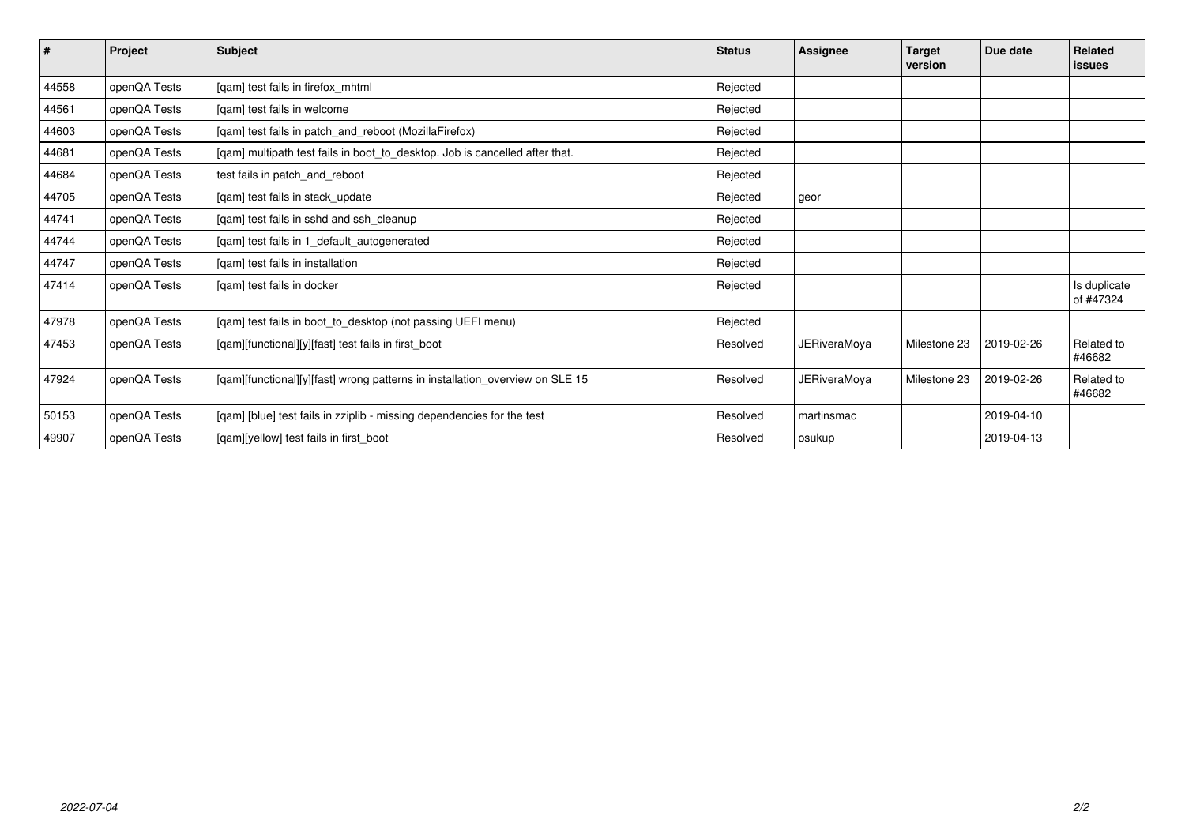| # | Project | Subject | Status | Assignee | Target version | Due date | Related issues |
|---|---|---|---|---|---|---|---|
| 44558 | openQA Tests | [qam] test fails in firefox_mhtml | Rejected | | | | |
| 44561 | openQA Tests | [qam] test fails in welcome | Rejected | | | | |
| 44603 | openQA Tests | [qam] test fails in patch_and_reboot (MozillaFirefox) | Rejected | | | | |
| 44681 | openQA Tests | [qam] multipath test fails in boot_to_desktop. Job is cancelled after that. | Rejected | | | | |
| 44684 | openQA Tests | test fails in patch_and_reboot | Rejected | | | | |
| 44705 | openQA Tests | [qam] test fails in stack_update | Rejected | geor | | | |
| 44741 | openQA Tests | [qam] test fails in sshd and ssh_cleanup | Rejected | | | | |
| 44744 | openQA Tests | [qam] test fails in 1_default_autogenerated | Rejected | | | | |
| 44747 | openQA Tests | [qam] test fails in installation | Rejected | | | | |
| 47414 | openQA Tests | [qam] test fails in docker | Rejected | | | | Is duplicate of #47324 |
| 47978 | openQA Tests | [qam] test fails in boot_to_desktop (not passing UEFI menu) | Rejected | | | | |
| 47453 | openQA Tests | [qam][functional][y][fast] test fails in first_boot | Resolved | JERiveraMoya | Milestone 23 | 2019-02-26 | Related to #46682 |
| 47924 | openQA Tests | [qam][functional][y][fast] wrong patterns in installation_overview on SLE 15 | Resolved | JERiveraMoya | Milestone 23 | 2019-02-26 | Related to #46682 |
| 50153 | openQA Tests | [qam] [blue] test fails in zziplib - missing dependencies for the test | Resolved | martinsmac | | 2019-04-10 | |
| 49907 | openQA Tests | [qam][yellow] test fails in first_boot | Resolved | osukup | | 2019-04-13 | |